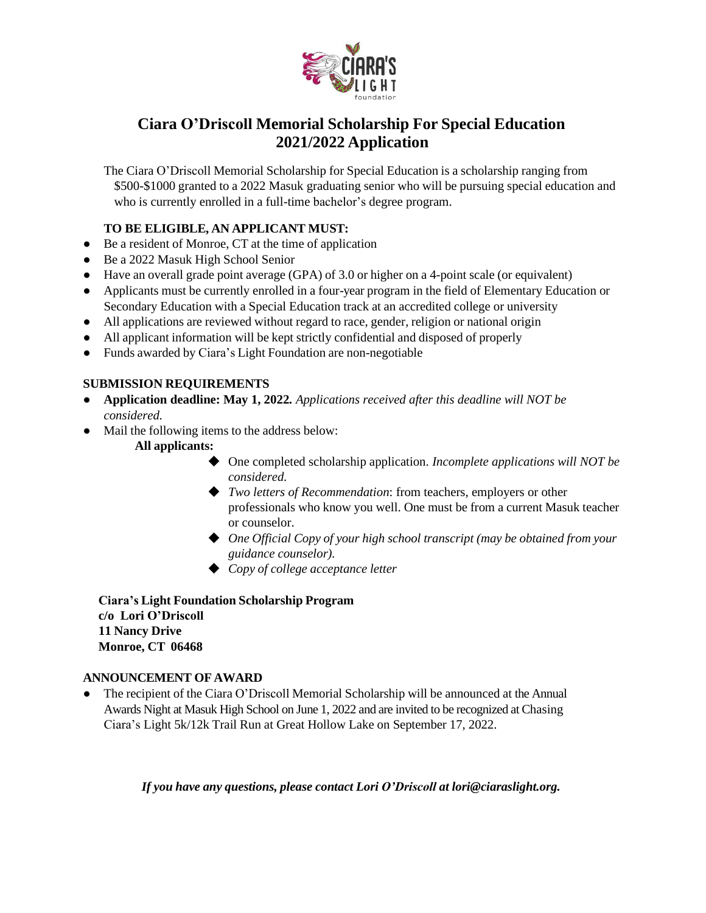# Ciara O'Driscoll Memorial Scholarship For Special Education 2021/2022 Application

The Ciara O'Driscoll Memorial Scholarship for Special Education is a scholarship ranging from $500-$1000 granted to a 2022 Masuk graduating senior who will be pursuing special education and who is currently enrolled in a full-time bachelor's degree program.

**TO BE ELIGIBLE, AN APPLICANT MUST:**

- Be a resident of Monroe, CT at the time of application
- Be a 2022 Masuk High School Senior
- Have an overall grade point average (GPA) of 3.0 or higher on a 4-point scale (or equivalent)
- Applicants must be currently enrolled in a four-year program in the field of Elementary Education or Secondary Education with a Special Education track at an accredited college or university
- All applications are reviewed without regard to race, gender, religion or national origin
- All applicant information will be kept strictly confidential and disposed of properly
- Funds awarded by Ciara's Light Foundation are non-negotiable

**SUBMISSION REQUIREMENTS**

- **Application deadline: May 1, 2022.** *Applications received after this deadline will NOT be considered.*
- Mail the following items to the address below:

  **All applicants:**

  - One completed scholarship application. *Incomplete applications will NOT be considered.*
  - *Two letters of Recommendation*: from teachers, employers or other professionals who know you well. One must be from a current Masuk teacher or counselor.
  - *One Official Copy of your high school transcript (may be obtained from your guidance counselor).*
  - *Copy of college acceptance letter*

**Ciara's Light Foundation Scholarship Program**
**c/o Lori O'Driscoll**
**11 Nancy Drive**
**Monroe, CT 06468**

**ANNOUNCEMENT OF AWARD**

- The recipient of the Ciara O'Driscoll Memorial Scholarship will be announced at the Annual Awards Night at Masuk High School on June 1, 2022 and are invited to be recognized at Chasing Ciara's Light 5k/12k Trail Run at Great Hollow Lake on September 17, 2022.

***If you have any questions, please contact Lori O'Driscoll at lori@ciaraslight.org.***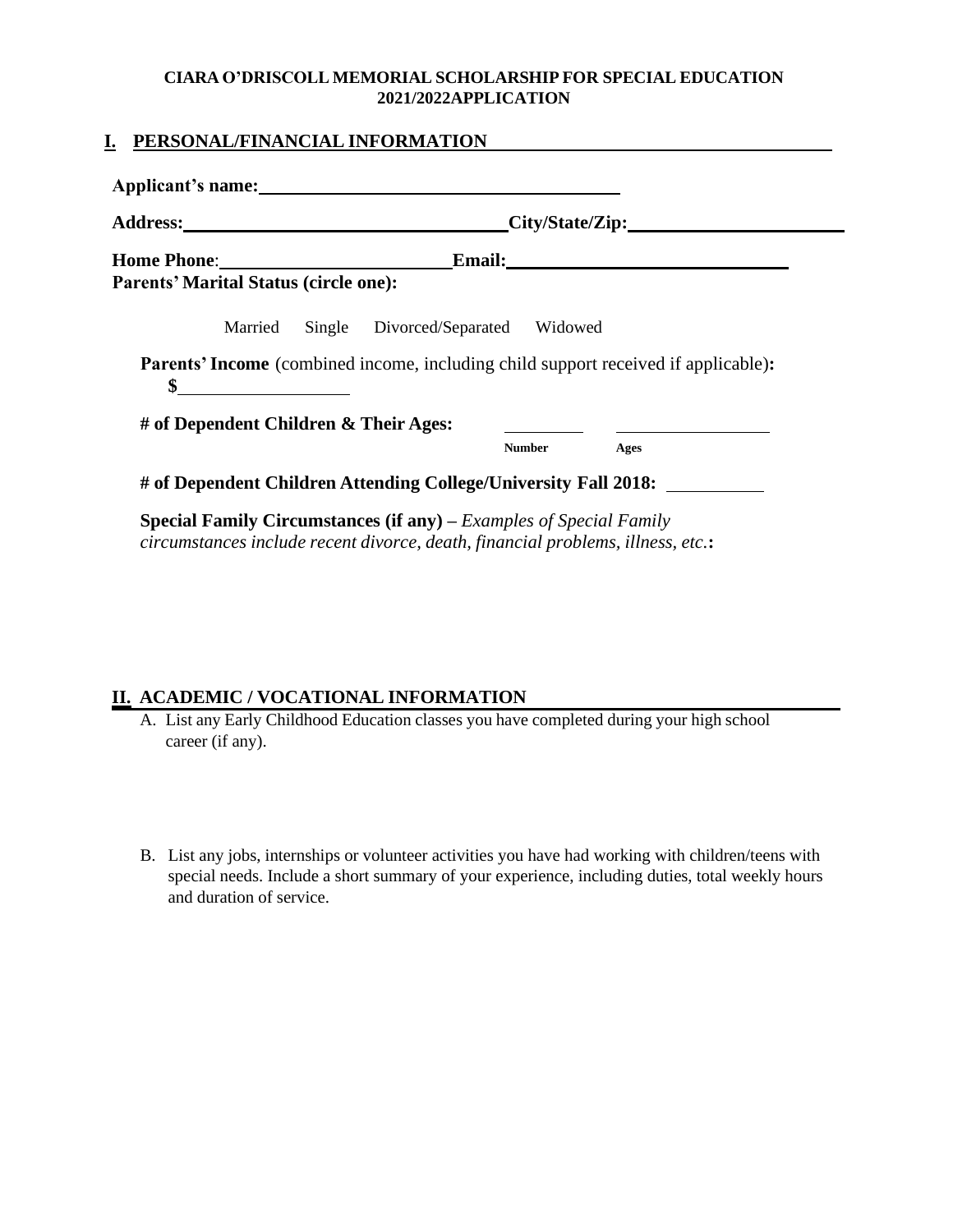**CIARA O'DRISCOLL MEMORIAL SCHOLARSHIP FOR SPECIAL EDUCATION**
**2021/2022APPLICATION**

## I. PERSONAL/FINANCIAL INFORMATION

**Applicant's name:** ______________________________

**Address:** ______________________________ **City/State/Zip:** ______________________________

**Home Phone**: ______________________________ **Email:** ______________________________

**Parents' Marital Status (circle one):**

Married Single Divorced/Separated Widowed

**Parents' Income** (combined income, including child support received if applicable)**:**
**$**__________________

**# of Dependent Children & Their Ages:** __________ __________________
**Number** **Ages**

**# of Dependent Children Attending College/University Fall 2018:** __________

**Special Family Circumstances (if any) –** *Examples of Special Family circumstances include recent divorce, death, financial problems, illness, etc.***:**

## II. ACADEMIC / VOCATIONAL INFORMATION

A. List any Early Childhood Education classes you have completed during your high school career (if any).

B. List any jobs, internships or volunteer activities you have had working with children/teens with special needs. Include a short summary of your experience, including duties, total weekly hours and duration of service.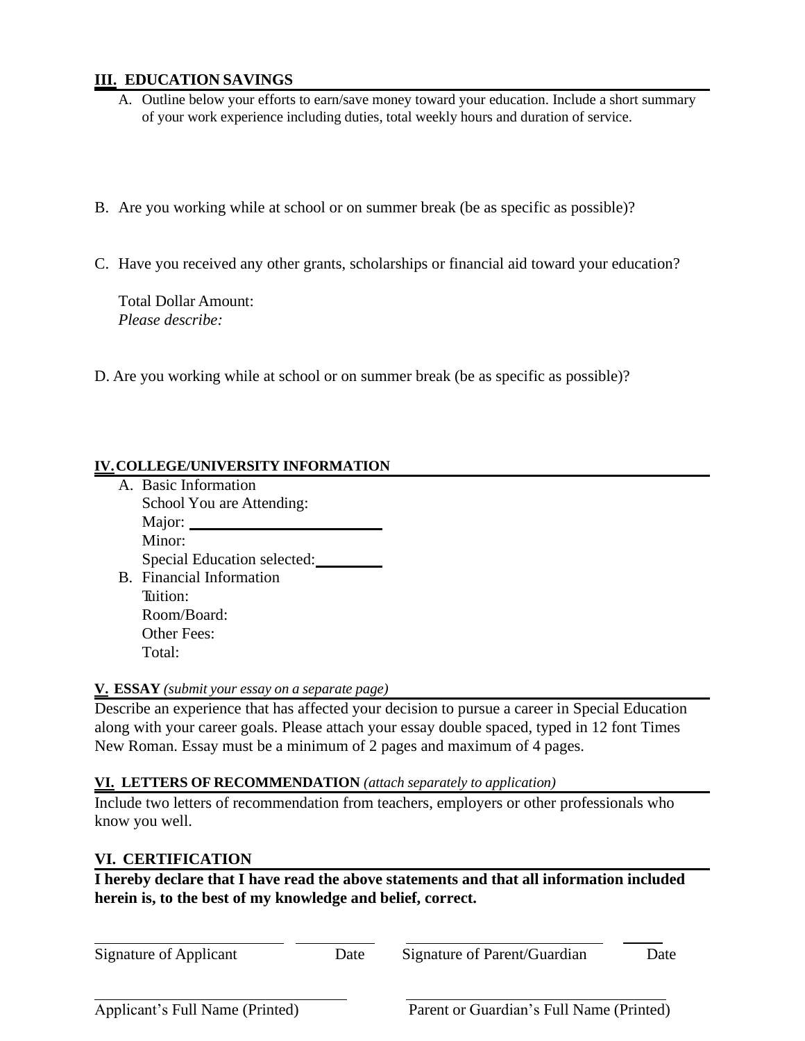## III. EDUCATION SAVINGS

A. Outline below your efforts to earn/save money toward your education. Include a short summary of your work experience including duties, total weekly hours and duration of service.

B. Are you working while at school or on summer break (be as specific as possible)?

C. Have you received any other grants, scholarships or financial aid toward your education?

Total Dollar Amount:
*Please describe:*

D. Are you working while at school or on summer break (be as specific as possible)?

## IV. COLLEGE/UNIVERSITY INFORMATION

A. Basic Information
   School You are Attending:
   Major: ____________________
   Minor:
   Special Education selected: ________
B. Financial Information
   Tuition:
   Room/Board:
   Other Fees:
   Total:

## V. ESSAY *(submit your essay on a separate page)*

Describe an experience that has affected your decision to pursue a career in Special Education along with your career goals. Please attach your essay double spaced, typed in 12 font Times New Roman. Essay must be a minimum of 2 pages and maximum of 4 pages.

## VI. LETTERS OF RECOMMENDATION *(attach separately to application)*

Include two letters of recommendation from teachers, employers or other professionals who know you well.

## VI. CERTIFICATION

**I hereby declare that I have read the above statements and that all information included herein is, to the best of my knowledge and belief, correct.**

______________________ ________ ______________________ ____
Signature of Applicant Date Signature of Parent/Guardian Date

______________________ ______________________
Applicant's Full Name (Printed) Parent or Guardian's Full Name (Printed)